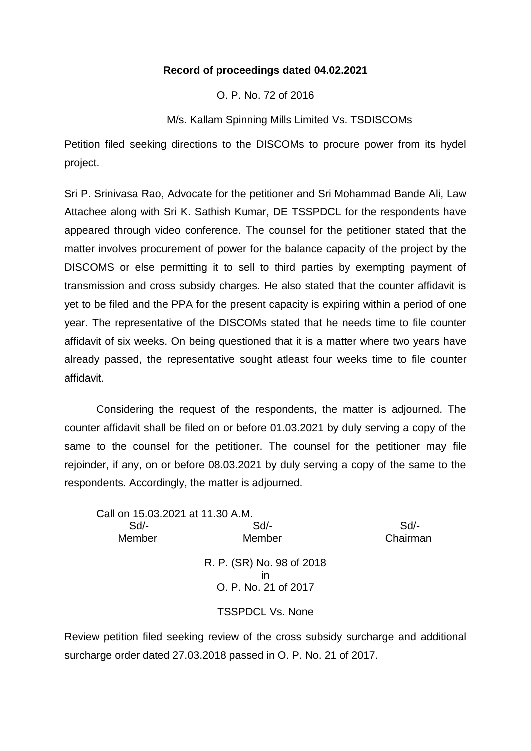**Record of proceedings dated 04.02.2021**

O. P. No. 72 of 2016

M/s. Kallam Spinning Mills Limited Vs. TSDISCOMs

Petition filed seeking directions to the DISCOMs to procure power from its hydel project.

Sri P. Srinivasa Rao, Advocate for the petitioner and Sri Mohammad Bande Ali, Law Attachee along with Sri K. Sathish Kumar, DE TSSPDCL for the respondents have appeared through video conference. The counsel for the petitioner stated that the matter involves procurement of power for the balance capacity of the project by the DISCOMS or else permitting it to sell to third parties by exempting payment of transmission and cross subsidy charges. He also stated that the counter affidavit is yet to be filed and the PPA for the present capacity is expiring within a period of one year. The representative of the DISCOMs stated that he needs time to file counter affidavit of six weeks. On being questioned that it is a matter where two years have already passed, the representative sought atleast four weeks time to file counter affidavit.

Considering the request of the respondents, the matter is adjourned. The counter affidavit shall be filed on or before 01.03.2021 by duly serving a copy of the same to the counsel for the petitioner. The counsel for the petitioner may file rejoinder, if any, on or before 08.03.2021 by duly serving a copy of the same to the respondents. Accordingly, the matter is adjourned.

Call on 15.03.2021 at 11.30 A.M.

| Sd/- | Sd/- | Sd/- |
|---|---|---|
| Member | Member | Chairman |

R. P. (SR) No. 98 of 2018
in
O. P. No. 21 of 2017

TSSPDCL Vs. None

Review petition filed seeking review of the cross subsidy surcharge and additional surcharge order dated 27.03.2018 passed in O. P. No. 21 of 2017.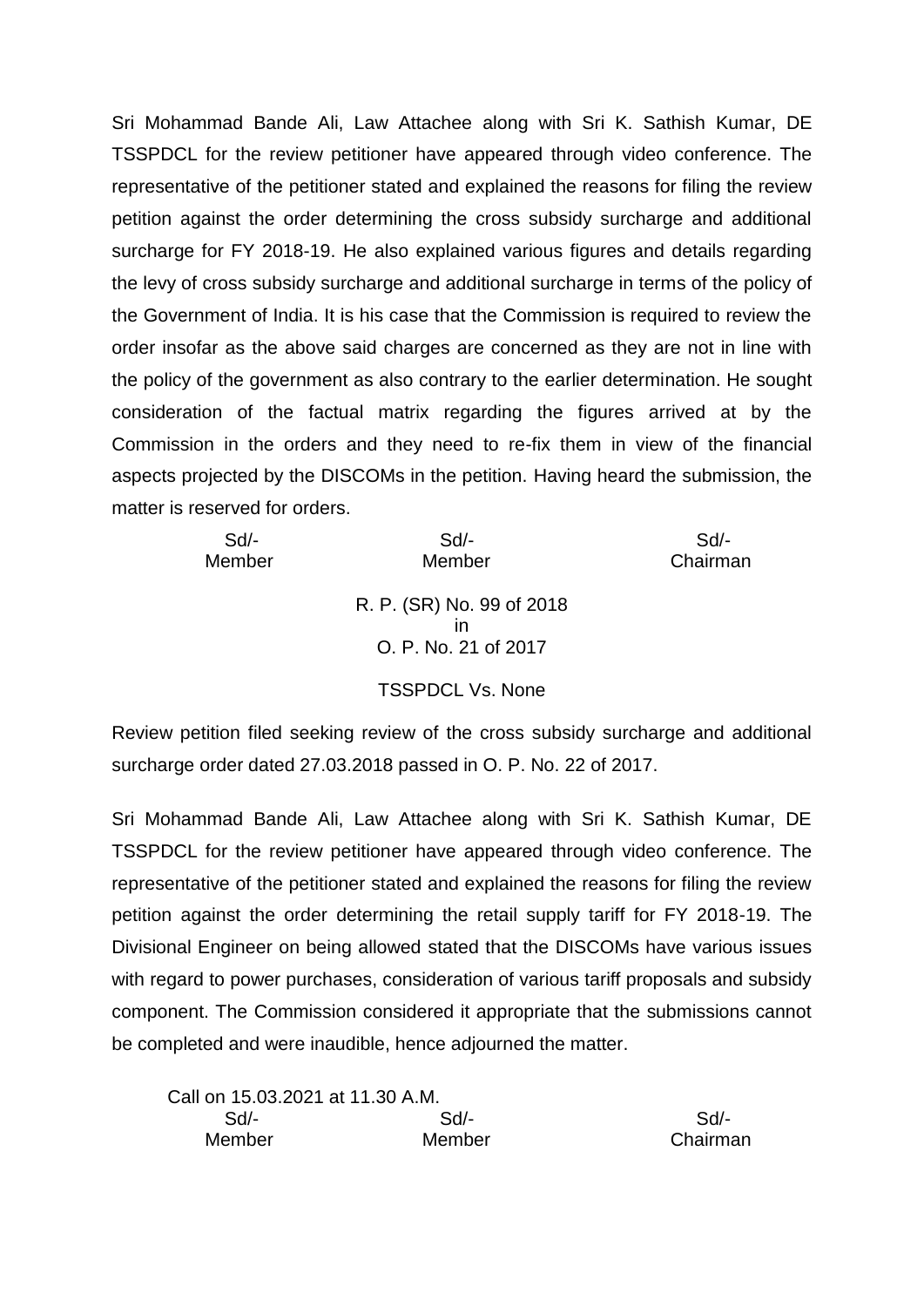Sri Mohammad Bande Ali, Law Attachee along with Sri K. Sathish Kumar, DE TSSPDCL for the review petitioner have appeared through video conference. The representative of the petitioner stated and explained the reasons for filing the review petition against the order determining the cross subsidy surcharge and additional surcharge for FY 2018-19. He also explained various figures and details regarding the levy of cross subsidy surcharge and additional surcharge in terms of the policy of the Government of India. It is his case that the Commission is required to review the order insofar as the above said charges are concerned as they are not in line with the policy of the government as also contrary to the earlier determination. He sought consideration of the factual matrix regarding the figures arrived at by the Commission in the orders and they need to re-fix them in view of the financial aspects projected by the DISCOMs in the petition. Having heard the submission, the matter is reserved for orders.

| Sd/- | Sd/- | Sd/- |
|---|---|---|
| Member | Member | Chairman |

R. P. (SR) No. 99 of 2018
in
O. P. No. 21 of 2017

TSSPDCL Vs. None

Review petition filed seeking review of the cross subsidy surcharge and additional surcharge order dated 27.03.2018 passed in O. P. No. 22 of 2017.

Sri Mohammad Bande Ali, Law Attachee along with Sri K. Sathish Kumar, DE TSSPDCL for the review petitioner have appeared through video conference. The representative of the petitioner stated and explained the reasons for filing the review petition against the order determining the retail supply tariff for FY 2018-19. The Divisional Engineer on being allowed stated that the DISCOMs have various issues with regard to power purchases, consideration of various tariff proposals and subsidy component. The Commission considered it appropriate that the submissions cannot be completed and were inaudible, hence adjourned the matter.

Call on 15.03.2021 at 11.30 A.M.

| Sd/- | Sd/- | Sd/- |
|---|---|---|
| Member | Member | Chairman |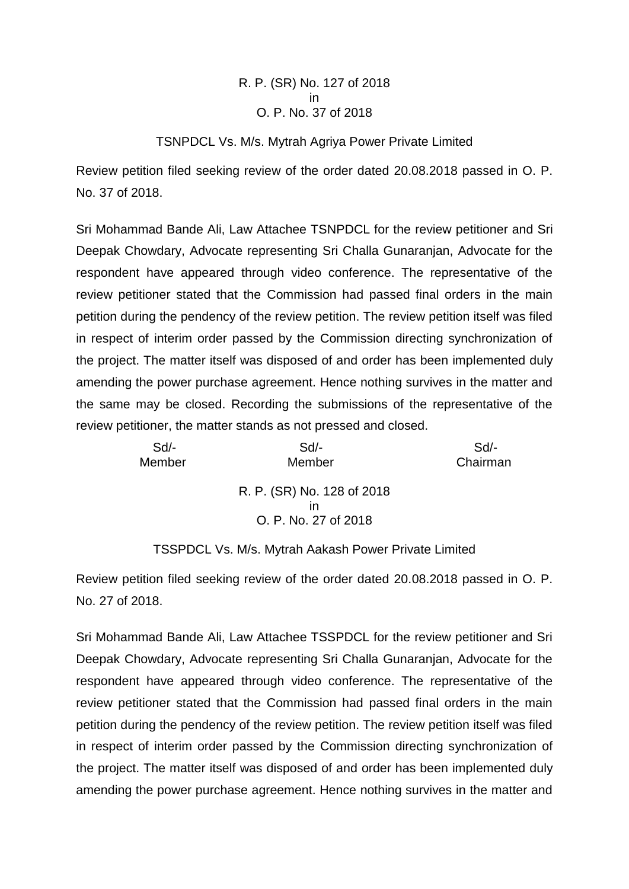R. P. (SR) No. 127 of 2018
in
O. P. No. 37 of 2018

TSNPDCL Vs. M/s. Mytrah Agriya Power Private Limited

Review petition filed seeking review of the order dated 20.08.2018 passed in O. P. No. 37 of 2018.

Sri Mohammad Bande Ali, Law Attachee TSNPDCL for the review petitioner and Sri Deepak Chowdary, Advocate representing Sri Challa Gunaranjan, Advocate for the respondent have appeared through video conference. The representative of the review petitioner stated that the Commission had passed final orders in the main petition during the pendency of the review petition. The review petition itself was filed in respect of interim order passed by the Commission directing synchronization of the project. The matter itself was disposed of and order has been implemented duly amending the power purchase agreement. Hence nothing survives in the matter and the same may be closed. Recording the submissions of the representative of the review petitioner, the matter stands as not pressed and closed.

| Sd/- | Sd/- | Sd/- |
|---|---|---|
| Member | Member | Chairman |

R. P. (SR) No. 128 of 2018
in
O. P. No. 27 of 2018

TSSPDCL Vs. M/s. Mytrah Aakash Power Private Limited

Review petition filed seeking review of the order dated 20.08.2018 passed in O. P. No. 27 of 2018.

Sri Mohammad Bande Ali, Law Attachee TSSPDCL for the review petitioner and Sri Deepak Chowdary, Advocate representing Sri Challa Gunaranjan, Advocate for the respondent have appeared through video conference. The representative of the review petitioner stated that the Commission had passed final orders in the main petition during the pendency of the review petition. The review petition itself was filed in respect of interim order passed by the Commission directing synchronization of the project. The matter itself was disposed of and order has been implemented duly amending the power purchase agreement. Hence nothing survives in the matter and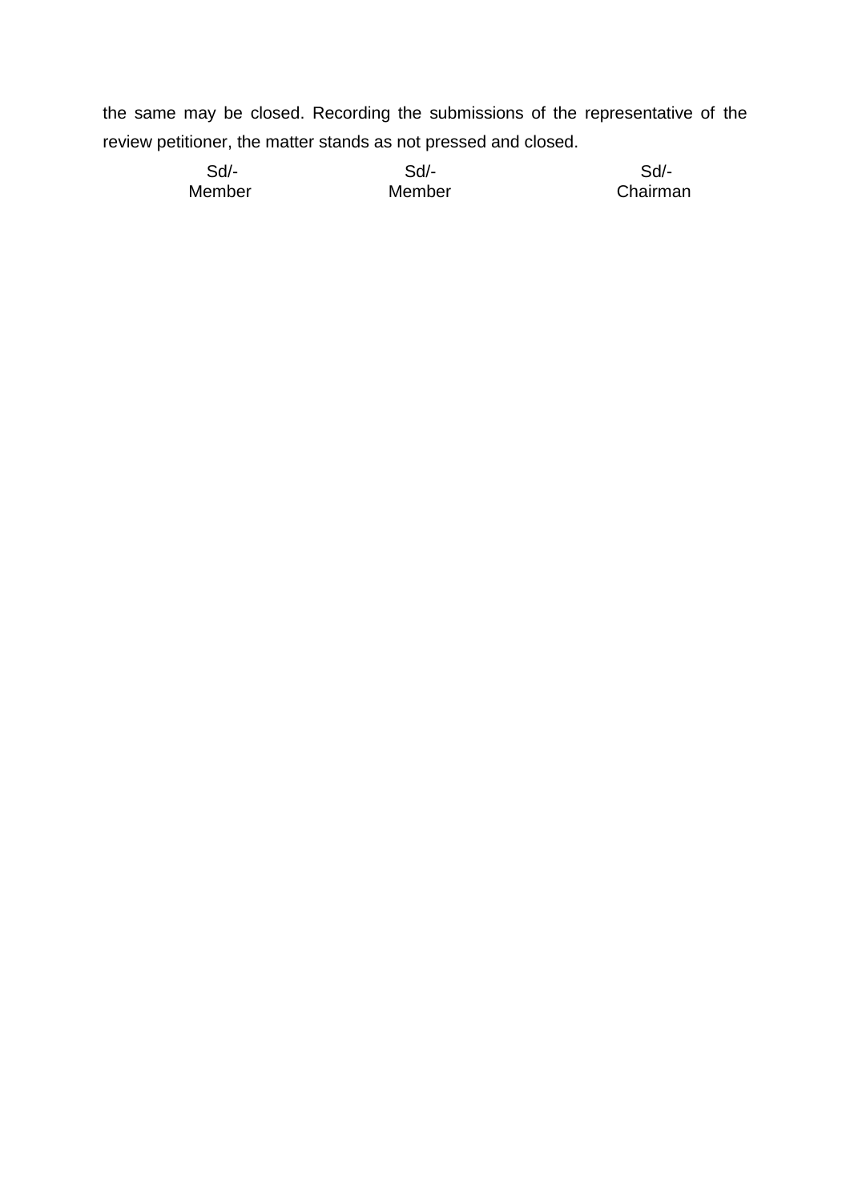the same may be closed. Recording the submissions of the representative of the review petitioner, the matter stands as not pressed and closed.

| | | |
|---|---|---|
| Sd/- | Sd/- | Sd/- |
| Member | Member | Chairman |